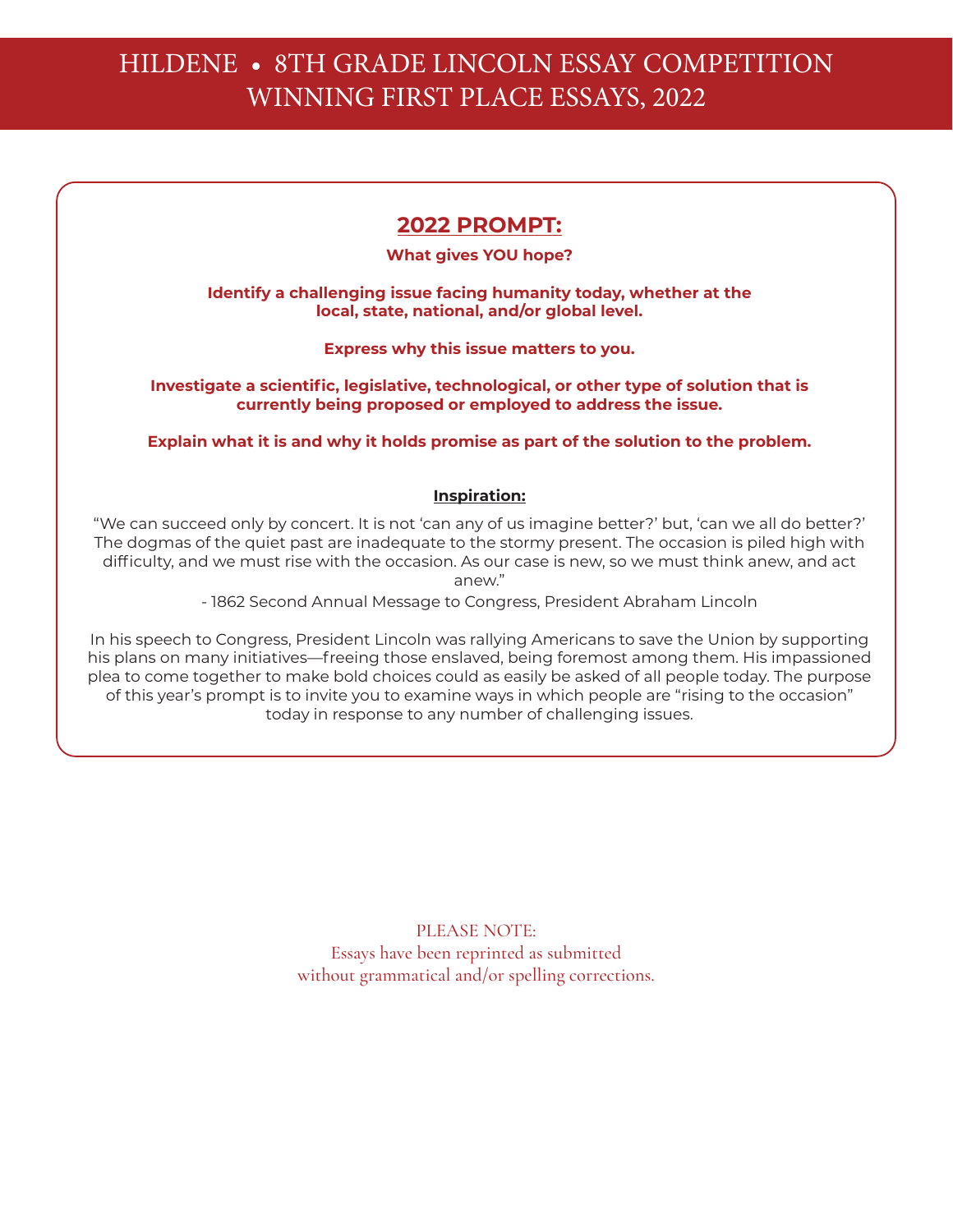# HILDENE • 8TH GRADE LINCOLN ESSAY COMPETITION
# WINNING FIRST PLACE ESSAYS, 2022

## 2022 PROMPT:

**What gives YOU hope?**

**Identify a challenging issue facing humanity today, whether at the local, state, national, and/or global level.**

**Express why this issue matters to you.**

**Investigate a scientific, legislative, technological, or other type of solution that is currently being proposed or employed to address the issue.**

**Explain what it is and why it holds promise as part of the solution to the problem.**

### Inspiration:

"We can succeed only by concert. It is not 'can any of us imagine better?' but, 'can we all do better?' The dogmas of the quiet past are inadequate to the stormy present. The occasion is piled high with difficulty, and we must rise with the occasion. As our case is new, so we must think anew, and act anew."

- 1862 Second Annual Message to Congress, President Abraham Lincoln

In his speech to Congress, President Lincoln was rallying Americans to save the Union by supporting his plans on many initiatives—freeing those enslaved, being foremost among them. His impassioned plea to come together to make bold choices could as easily be asked of all people today. The purpose of this year's prompt is to invite you to examine ways in which people are "rising to the occasion" today in response to any number of challenging issues.

PLEASE NOTE:
Essays have been reprinted as submitted
without grammatical and/or spelling corrections.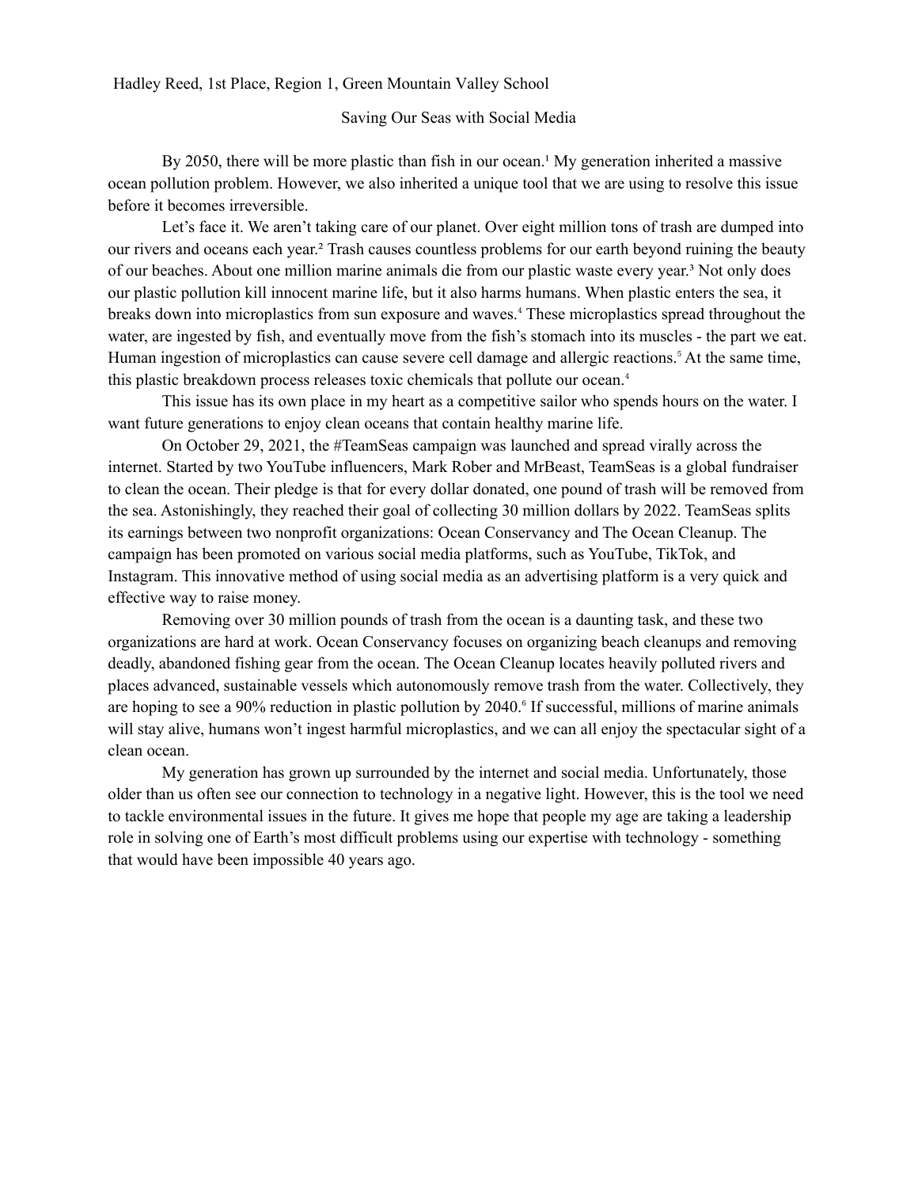Hadley Reed, 1st Place, Region 1, Green Mountain Valley School

## Saving Our Seas with Social Media

By 2050, there will be more plastic than fish in our ocean.[1] My generation inherited a massive ocean pollution problem. However, we also inherited a unique tool that we are using to resolve this issue before it becomes irreversible.

Let's face it. We aren't taking care of our planet. Over eight million tons of trash are dumped into our rivers and oceans each year.[2] Trash causes countless problems for our earth beyond ruining the beauty of our beaches. About one million marine animals die from our plastic waste every year.[3] Not only does our plastic pollution kill innocent marine life, but it also harms humans. When plastic enters the sea, it breaks down into microplastics from sun exposure and waves.[4] These microplastics spread throughout the water, are ingested by fish, and eventually move from the fish's stomach into its muscles - the part we eat. Human ingestion of microplastics can cause severe cell damage and allergic reactions.[5] At the same time, this plastic breakdown process releases toxic chemicals that pollute our ocean.[4]

This issue has its own place in my heart as a competitive sailor who spends hours on the water. I want future generations to enjoy clean oceans that contain healthy marine life.

On October 29, 2021, the #TeamSeas campaign was launched and spread virally across the internet. Started by two YouTube influencers, Mark Rober and MrBeast, TeamSeas is a global fundraiser to clean the ocean. Their pledge is that for every dollar donated, one pound of trash will be removed from the sea. Astonishingly, they reached their goal of collecting 30 million dollars by 2022. TeamSeas splits its earnings between two nonprofit organizations: Ocean Conservancy and The Ocean Cleanup. The campaign has been promoted on various social media platforms, such as YouTube, TikTok, and Instagram. This innovative method of using social media as an advertising platform is a very quick and effective way to raise money.

Removing over 30 million pounds of trash from the ocean is a daunting task, and these two organizations are hard at work. Ocean Conservancy focuses on organizing beach cleanups and removing deadly, abandoned fishing gear from the ocean. The Ocean Cleanup locates heavily polluted rivers and places advanced, sustainable vessels which autonomously remove trash from the water. Collectively, they are hoping to see a 90% reduction in plastic pollution by 2040.[6] If successful, millions of marine animals will stay alive, humans won't ingest harmful microplastics, and we can all enjoy the spectacular sight of a clean ocean.

My generation has grown up surrounded by the internet and social media. Unfortunately, those older than us often see our connection to technology in a negative light. However, this is the tool we need to tackle environmental issues in the future. It gives me hope that people my age are taking a leadership role in solving one of Earth's most difficult problems using our expertise with technology - something that would have been impossible 40 years ago.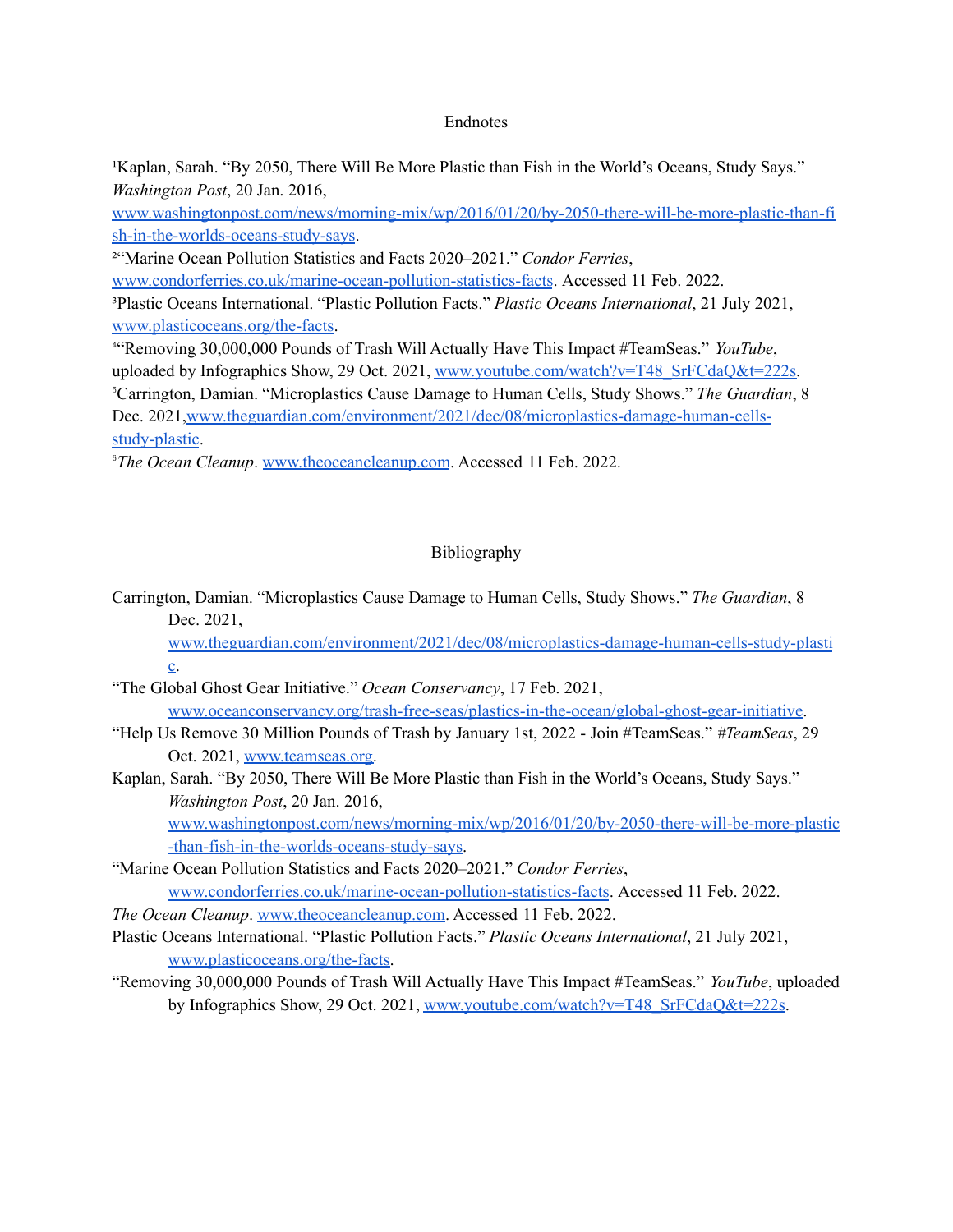## Endnotes

[1]Kaplan, Sarah. "By 2050, There Will Be More Plastic than Fish in the World's Oceans, Study Says." *Washington Post*, 20 Jan. 2016, www.washingtonpost.com/news/morning-mix/wp/2016/01/20/by-2050-there-will-be-more-plastic-than-fish-in-the-worlds-oceans-study-says.

[2]"Marine Ocean Pollution Statistics and Facts 2020–2021." *Condor Ferries*, www.condorferries.co.uk/marine-ocean-pollution-statistics-facts. Accessed 11 Feb. 2022.

[3]Plastic Oceans International. "Plastic Pollution Facts." *Plastic Oceans International*, 21 July 2021, www.plasticoceans.org/the-facts.

[4]"Removing 30,000,000 Pounds of Trash Will Actually Have This Impact #TeamSeas." *YouTube*, uploaded by Infographics Show, 29 Oct. 2021, www.youtube.com/watch?v=T48_SrFCdaQ&t=222s.

[5]Carrington, Damian. "Microplastics Cause Damage to Human Cells, Study Shows." *The Guardian*, 8 Dec. 2021,www.theguardian.com/environment/2021/dec/08/microplastics-damage-human-cells-study-plastic.

[6]*The Ocean Cleanup*. www.theoceancleanup.com. Accessed 11 Feb. 2022.

## Bibliography

Carrington, Damian. "Microplastics Cause Damage to Human Cells, Study Shows." *The Guardian*, 8 Dec. 2021, www.theguardian.com/environment/2021/dec/08/microplastics-damage-human-cells-study-plastic.

"The Global Ghost Gear Initiative." *Ocean Conservancy*, 17 Feb. 2021, www.oceanconservancy.org/trash-free-seas/plastics-in-the-ocean/global-ghost-gear-initiative.

"Help Us Remove 30 Million Pounds of Trash by January 1st, 2022 - Join #TeamSeas." *#TeamSeas*, 29 Oct. 2021, www.teamseas.org.

Kaplan, Sarah. "By 2050, There Will Be More Plastic than Fish in the World's Oceans, Study Says." *Washington Post*, 20 Jan. 2016, www.washingtonpost.com/news/morning-mix/wp/2016/01/20/by-2050-there-will-be-more-plastic-than-fish-in-the-worlds-oceans-study-says.

"Marine Ocean Pollution Statistics and Facts 2020–2021." *Condor Ferries*, www.condorferries.co.uk/marine-ocean-pollution-statistics-facts. Accessed 11 Feb. 2022.

*The Ocean Cleanup*. www.theoceancleanup.com. Accessed 11 Feb. 2022.

Plastic Oceans International. "Plastic Pollution Facts." *Plastic Oceans International*, 21 July 2021, www.plasticoceans.org/the-facts.

"Removing 30,000,000 Pounds of Trash Will Actually Have This Impact #TeamSeas." *YouTube*, uploaded by Infographics Show, 29 Oct. 2021, www.youtube.com/watch?v=T48_SrFCdaQ&t=222s.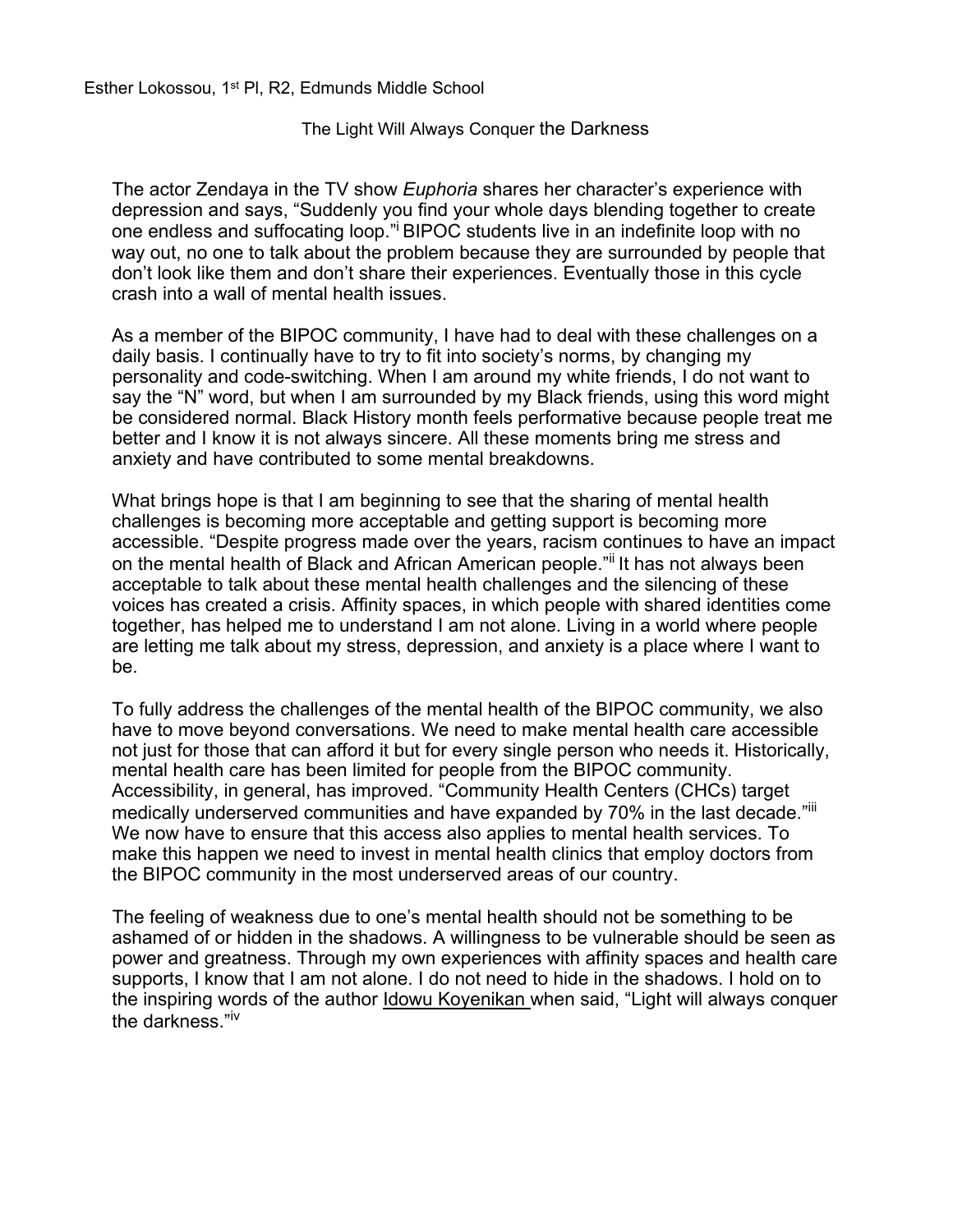Esther Lokossou, 1st Pl, R2, Edmunds Middle School

# The Light Will Always Conquer the Darkness

The actor Zendaya in the TV show *Euphoria* shares her character's experience with depression and says, "Suddenly you find your whole days blending together to create one endless and suffocating loop."[i] BIPOC students live in an indefinite loop with no way out, no one to talk about the problem because they are surrounded by people that don't look like them and don't share their experiences. Eventually those in this cycle crash into a wall of mental health issues.

As a member of the BIPOC community, I have had to deal with these challenges on a daily basis. I continually have to try to fit into society's norms, by changing my personality and code-switching. When I am around my white friends, I do not want to say the "N" word, but when I am surrounded by my Black friends, using this word might be considered normal. Black History month feels performative because people treat me better and I know it is not always sincere. All these moments bring me stress and anxiety and have contributed to some mental breakdowns.

What brings hope is that I am beginning to see that the sharing of mental health challenges is becoming more acceptable and getting support is becoming more accessible. "Despite progress made over the years, racism continues to have an impact on the mental health of Black and African American people."[ii] It has not always been acceptable to talk about these mental health challenges and the silencing of these voices has created a crisis. Affinity spaces, in which people with shared identities come together, has helped me to understand I am not alone. Living in a world where people are letting me talk about my stress, depression, and anxiety is a place where I want to be.

To fully address the challenges of the mental health of the BIPOC community, we also have to move beyond conversations. We need to make mental health care accessible not just for those that can afford it but for every single person who needs it. Historically, mental health care has been limited for people from the BIPOC community. Accessibility, in general, has improved. "Community Health Centers (CHCs) target medically underserved communities and have expanded by 70% in the last decade."[iii] We now have to ensure that this access also applies to mental health services. To make this happen we need to invest in mental health clinics that employ doctors from the BIPOC community in the most underserved areas of our country.

The feeling of weakness due to one's mental health should not be something to be ashamed of or hidden in the shadows. A willingness to be vulnerable should be seen as power and greatness. Through my own experiences with affinity spaces and health care supports, I know that I am not alone. I do not need to hide in the shadows. I hold on to the inspiring words of the author Idowu Koyenikan when said, "Light will always conquer the darkness."[iv]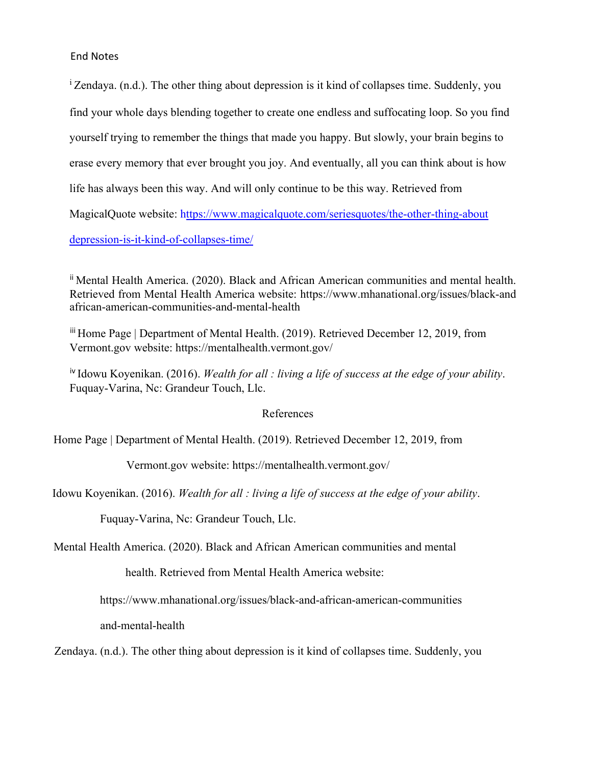End Notes

[i] Zendaya. (n.d.). The other thing about depression is it kind of collapses time. Suddenly, you find your whole days blending together to create one endless and suffocating loop. So you find yourself trying to remember the things that made you happy. But slowly, your brain begins to erase every memory that ever brought you joy. And eventually, all you can think about is how life has always been this way. And will only continue to be this way. Retrieved from MagicalQuote website: https://www.magicalquote.com/seriesquotes/the-other-thing-about depression-is-it-kind-of-collapses-time/

[ii] Mental Health America. (2020). Black and African American communities and mental health. Retrieved from Mental Health America website: https://www.mhanational.org/issues/black-and african-american-communities-and-mental-health

[iii] Home Page | Department of Mental Health. (2019). Retrieved December 12, 2019, from Vermont.gov website: https://mentalhealth.vermont.gov/

[iv] Idowu Koyenikan. (2016). *Wealth for all : living a life of success at the edge of your ability*. Fuquay-Varina, Nc: Grandeur Touch, Llc.

References

Home Page | Department of Mental Health. (2019). Retrieved December 12, 2019, from Vermont.gov website: https://mentalhealth.vermont.gov/

Idowu Koyenikan. (2016). *Wealth for all : living a life of success at the edge of your ability*. Fuquay-Varina, Nc: Grandeur Touch, Llc.

Mental Health America. (2020). Black and African American communities and mental health. Retrieved from Mental Health America website: https://www.mhanational.org/issues/black-and-african-american-communities and-mental-health

Zendaya. (n.d.). The other thing about depression is it kind of collapses time. Suddenly, you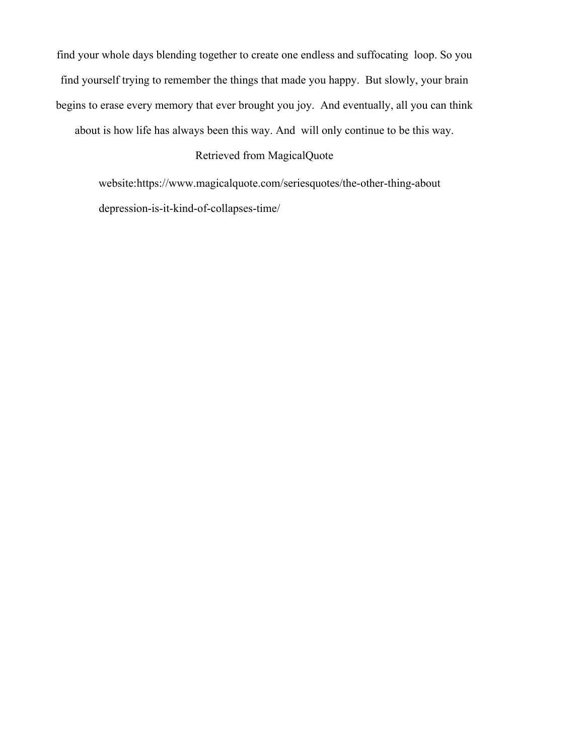find your whole days blending together to create one endless and suffocating loop. So you find yourself trying to remember the things that made you happy. But slowly, your brain begins to erase every memory that ever brought you joy. And eventually, all you can think about is how life has always been this way. And will only continue to be this way.

Retrieved from MagicalQuote website:https://www.magicalquote.com/seriesquotes/the-other-thing-about depression-is-it-kind-of-collapses-time/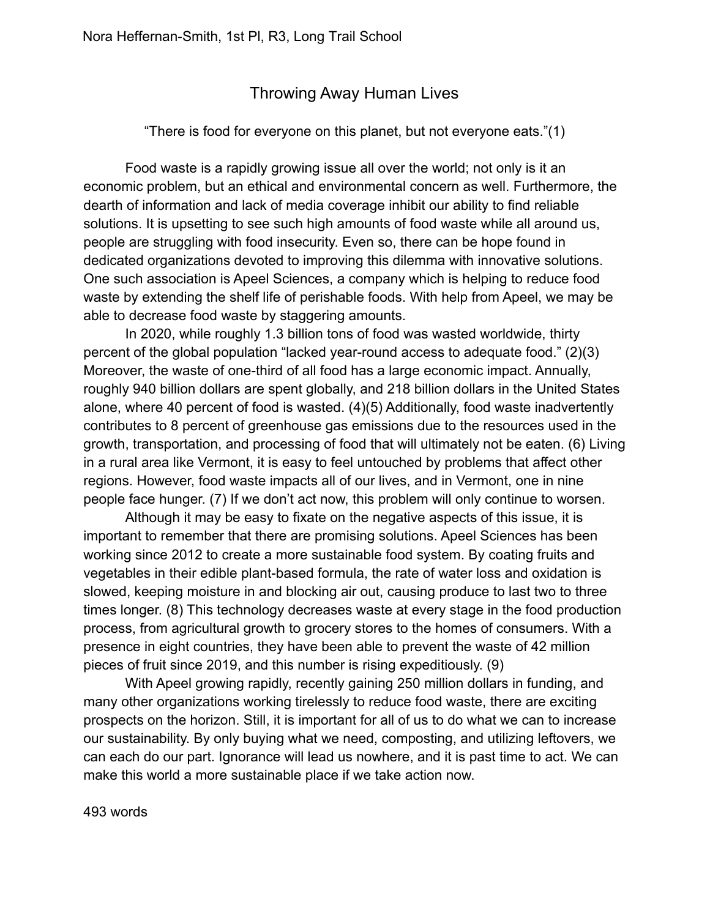Nora Heffernan-Smith, 1st Pl, R3, Long Trail School

# Throwing Away Human Lives

"There is food for everyone on this planet, but not everyone eats."(1)

Food waste is a rapidly growing issue all over the world; not only is it an economic problem, but an ethical and environmental concern as well. Furthermore, the dearth of information and lack of media coverage inhibit our ability to find reliable solutions. It is upsetting to see such high amounts of food waste while all around us, people are struggling with food insecurity. Even so, there can be hope found in dedicated organizations devoted to improving this dilemma with innovative solutions. One such association is Apeel Sciences, a company which is helping to reduce food waste by extending the shelf life of perishable foods. With help from Apeel, we may be able to decrease food waste by staggering amounts.

In 2020, while roughly 1.3 billion tons of food was wasted worldwide, thirty percent of the global population "lacked year-round access to adequate food." (2)(3) Moreover, the waste of one-third of all food has a large economic impact. Annually, roughly 940 billion dollars are spent globally, and 218 billion dollars in the United States alone, where 40 percent of food is wasted. (4)(5) Additionally, food waste inadvertently contributes to 8 percent of greenhouse gas emissions due to the resources used in the growth, transportation, and processing of food that will ultimately not be eaten. (6) Living in a rural area like Vermont, it is easy to feel untouched by problems that affect other regions. However, food waste impacts all of our lives, and in Vermont, one in nine people face hunger. (7) If we don't act now, this problem will only continue to worsen.

Although it may be easy to fixate on the negative aspects of this issue, it is important to remember that there are promising solutions. Apeel Sciences has been working since 2012 to create a more sustainable food system. By coating fruits and vegetables in their edible plant-based formula, the rate of water loss and oxidation is slowed, keeping moisture in and blocking air out, causing produce to last two to three times longer. (8) This technology decreases waste at every stage in the food production process, from agricultural growth to grocery stores to the homes of consumers. With a presence in eight countries, they have been able to prevent the waste of 42 million pieces of fruit since 2019, and this number is rising expeditiously. (9)

With Apeel growing rapidly, recently gaining 250 million dollars in funding, and many other organizations working tirelessly to reduce food waste, there are exciting prospects on the horizon. Still, it is important for all of us to do what we can to increase our sustainability. By only buying what we need, composting, and utilizing leftovers, we can each do our part. Ignorance will lead us nowhere, and it is past time to act. We can make this world a more sustainable place if we take action now.

493 words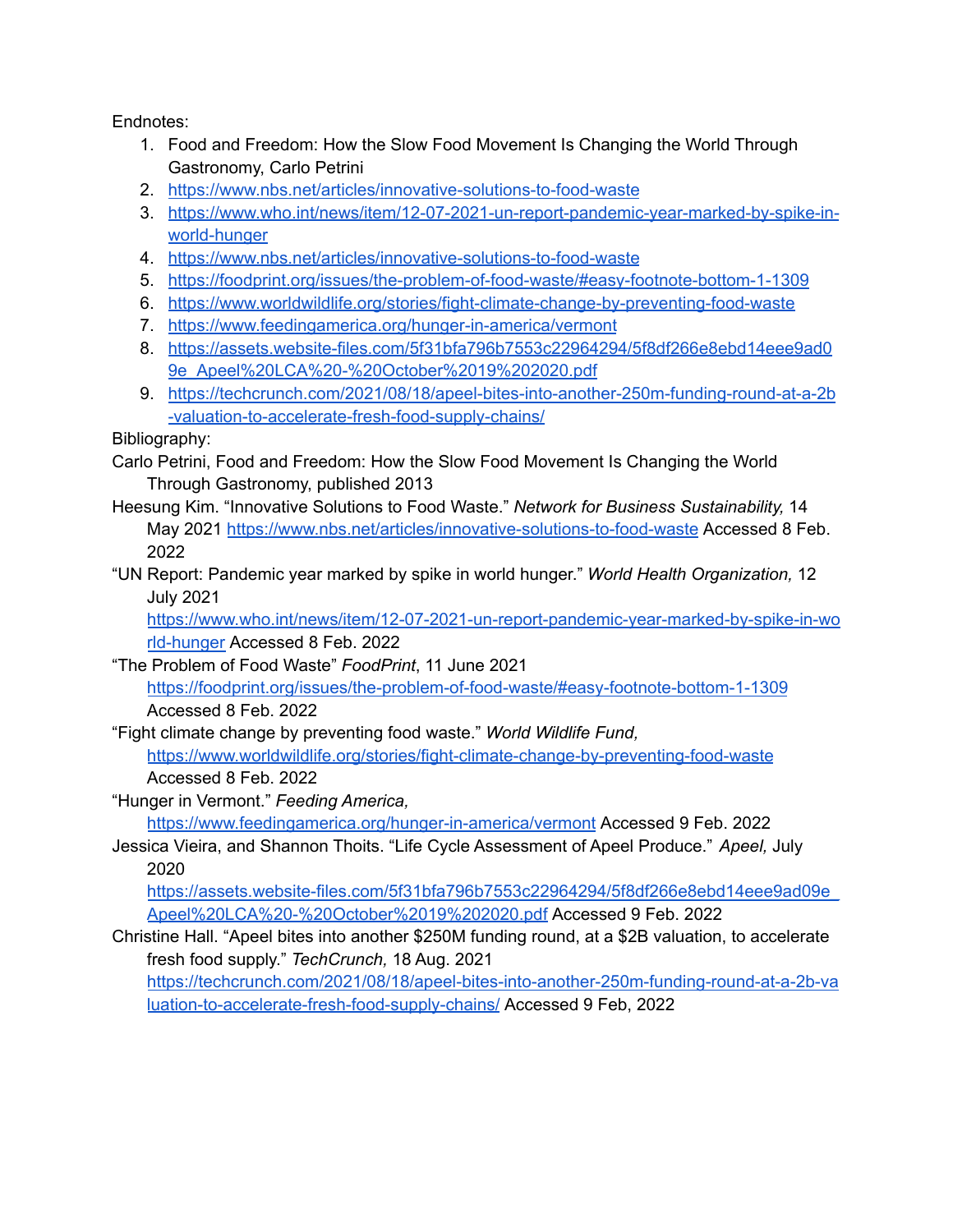Endnotes:

1. Food and Freedom: How the Slow Food Movement Is Changing the World Through Gastronomy, Carlo Petrini
2. https://www.nbs.net/articles/innovative-solutions-to-food-waste
3. https://www.who.int/news/item/12-07-2021-un-report-pandemic-year-marked-by-spike-in-world-hunger
4. https://www.nbs.net/articles/innovative-solutions-to-food-waste
5. https://foodprint.org/issues/the-problem-of-food-waste/#easy-footnote-bottom-1-1309
6. https://www.worldwildlife.org/stories/fight-climate-change-by-preventing-food-waste
7. https://www.feedingamerica.org/hunger-in-america/vermont
8. https://assets.website-files.com/5f31bfa796b7553c22964294/5f8df266e8ebd14eee9ad09e_Apeel%20LCA%20-%20October%2019%202020.pdf
9. https://techcrunch.com/2021/08/18/apeel-bites-into-another-250m-funding-round-at-a-2b-valuation-to-accelerate-fresh-food-supply-chains/

Bibliography:

Carlo Petrini, Food and Freedom: How the Slow Food Movement Is Changing the World Through Gastronomy, published 2013

Heesung Kim. “Innovative Solutions to Food Waste.” *Network for Business Sustainability,* 14 May 2021 https://www.nbs.net/articles/innovative-solutions-to-food-waste Accessed 8 Feb. 2022

“UN Report: Pandemic year marked by spike in world hunger.” *World Health Organization,* 12 July 2021 https://www.who.int/news/item/12-07-2021-un-report-pandemic-year-marked-by-spike-in-world-hunger Accessed 8 Feb. 2022

“The Problem of Food Waste” *FoodPrint*, 11 June 2021 https://foodprint.org/issues/the-problem-of-food-waste/#easy-footnote-bottom-1-1309 Accessed 8 Feb. 2022

“Fight climate change by preventing food waste.” *World Wildlife Fund,* https://www.worldwildlife.org/stories/fight-climate-change-by-preventing-food-waste Accessed 8 Feb. 2022

“Hunger in Vermont.” *Feeding America,* https://www.feedingamerica.org/hunger-in-america/vermont Accessed 9 Feb. 2022

Jessica Vieira, and Shannon Thoits. “Life Cycle Assessment of Apeel Produce.” *Apeel,* July 2020 https://assets.website-files.com/5f31bfa796b7553c22964294/5f8df266e8ebd14eee9ad09e_Apeel%20LCA%20-%20October%2019%202020.pdf Accessed 9 Feb. 2022

Christine Hall. “Apeel bites into another $250M funding round, at a $2B valuation, to accelerate fresh food supply.” *TechCrunch,* 18 Aug. 2021 https://techcrunch.com/2021/08/18/apeel-bites-into-another-250m-funding-round-at-a-2b-valuation-to-accelerate-fresh-food-supply-chains/ Accessed 9 Feb, 2022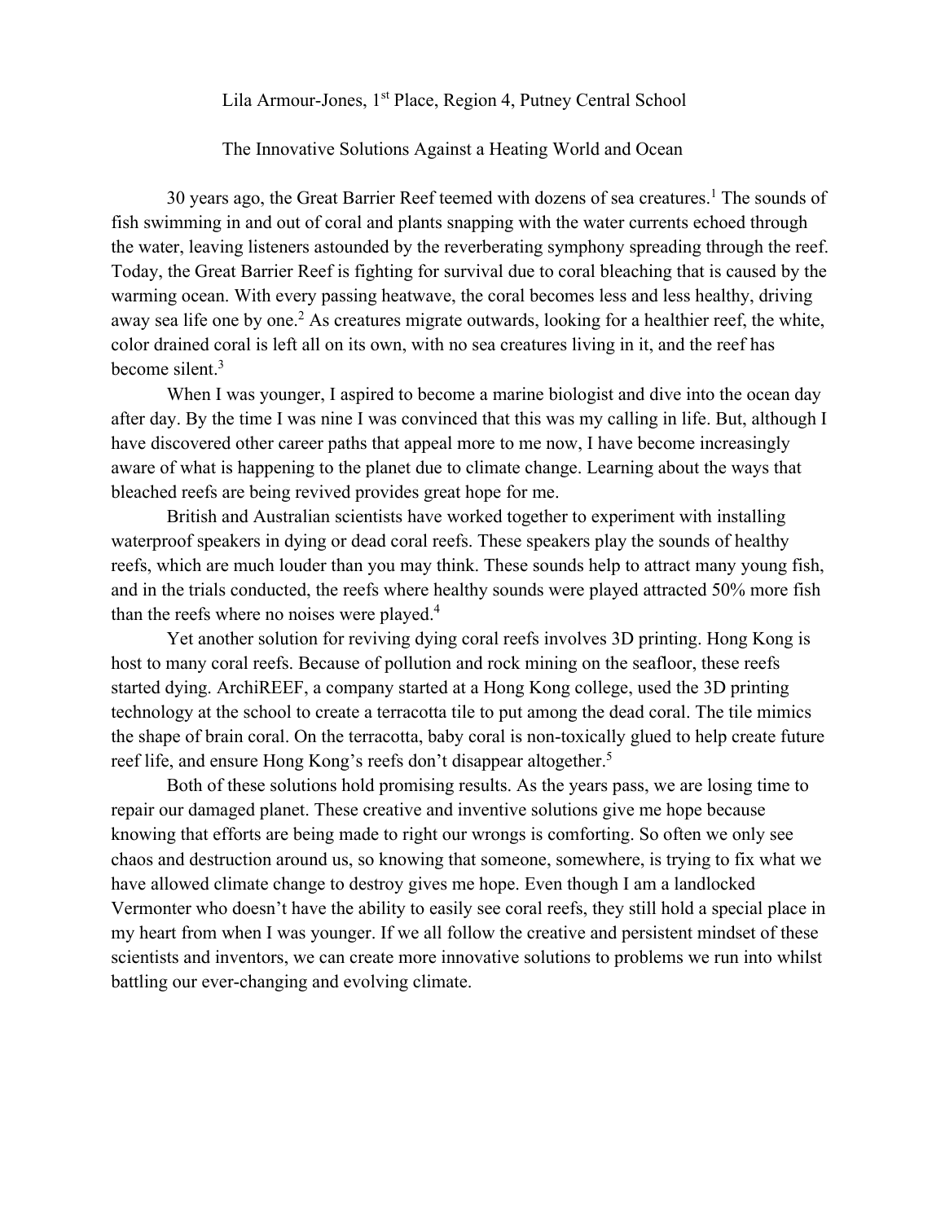Lila Armour-Jones, 1st Place, Region 4, Putney Central School

The Innovative Solutions Against a Heating World and Ocean

30 years ago, the Great Barrier Reef teemed with dozens of sea creatures.[1] The sounds of fish swimming in and out of coral and plants snapping with the water currents echoed through the water, leaving listeners astounded by the reverberating symphony spreading through the reef. Today, the Great Barrier Reef is fighting for survival due to coral bleaching that is caused by the warming ocean. With every passing heatwave, the coral becomes less and less healthy, driving away sea life one by one.[2] As creatures migrate outwards, looking for a healthier reef, the white, color drained coral is left all on its own, with no sea creatures living in it, and the reef has become silent.[3]

When I was younger, I aspired to become a marine biologist and dive into the ocean day after day. By the time I was nine I was convinced that this was my calling in life. But, although I have discovered other career paths that appeal more to me now, I have become increasingly aware of what is happening to the planet due to climate change. Learning about the ways that bleached reefs are being revived provides great hope for me.

British and Australian scientists have worked together to experiment with installing waterproof speakers in dying or dead coral reefs. These speakers play the sounds of healthy reefs, which are much louder than you may think. These sounds help to attract many young fish, and in the trials conducted, the reefs where healthy sounds were played attracted 50% more fish than the reefs where no noises were played.[4]

Yet another solution for reviving dying coral reefs involves 3D printing. Hong Kong is host to many coral reefs. Because of pollution and rock mining on the seafloor, these reefs started dying. ArchiREEF, a company started at a Hong Kong college, used the 3D printing technology at the school to create a terracotta tile to put among the dead coral. The tile mimics the shape of brain coral. On the terracotta, baby coral is non-toxically glued to help create future reef life, and ensure Hong Kong's reefs don't disappear altogether.[5]

Both of these solutions hold promising results. As the years pass, we are losing time to repair our damaged planet. These creative and inventive solutions give me hope because knowing that efforts are being made to right our wrongs is comforting. So often we only see chaos and destruction around us, so knowing that someone, somewhere, is trying to fix what we have allowed climate change to destroy gives me hope. Even though I am a landlocked Vermonter who doesn't have the ability to easily see coral reefs, they still hold a special place in my heart from when I was younger. If we all follow the creative and persistent mindset of these scientists and inventors, we can create more innovative solutions to problems we run into whilst battling our ever-changing and evolving climate.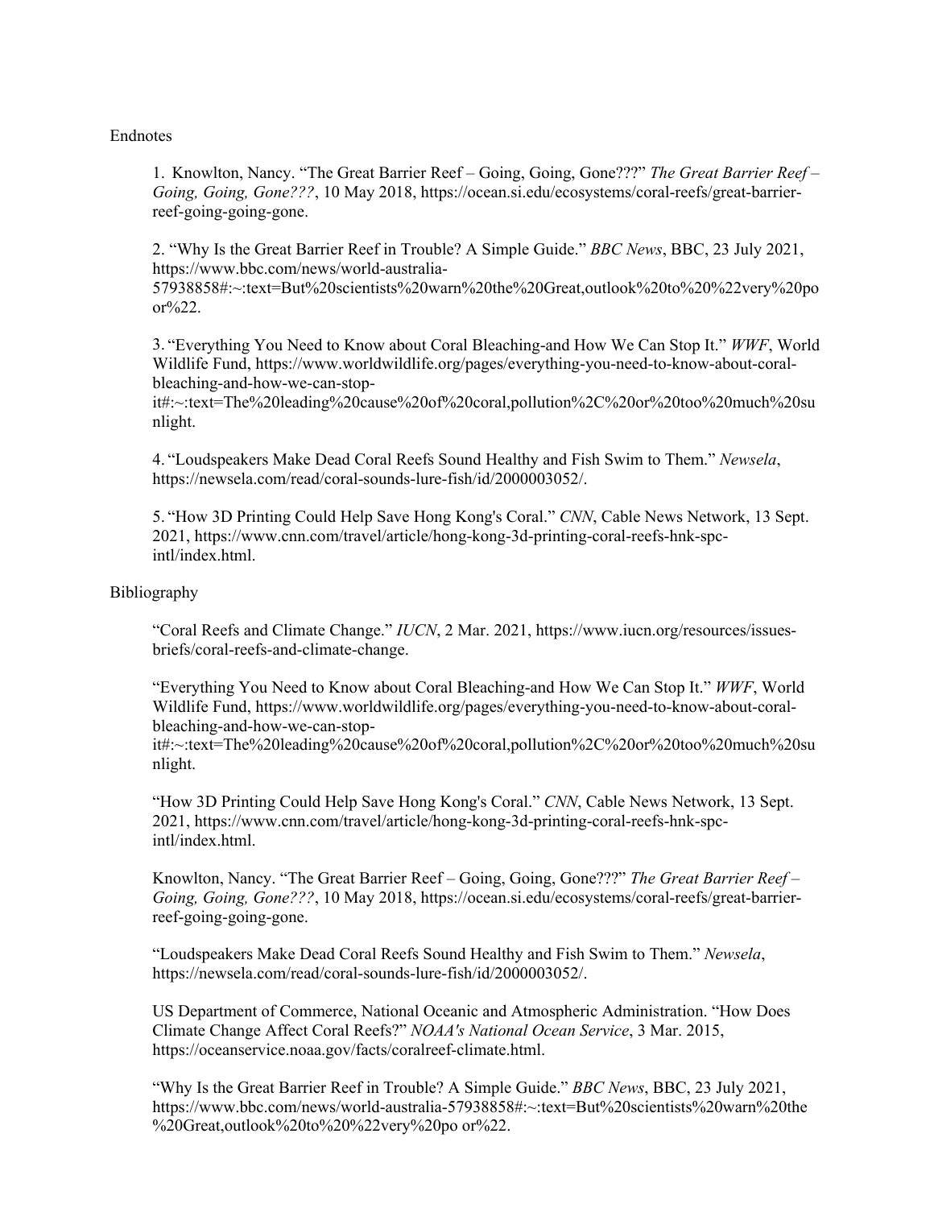Endnotes

1. Knowlton, Nancy. "The Great Barrier Reef – Going, Going, Gone???" *The Great Barrier Reef – Going, Going, Gone???*, 10 May 2018, https://ocean.si.edu/ecosystems/coral-reefs/great-barrier-reef-going-going-gone.

2. "Why Is the Great Barrier Reef in Trouble? A Simple Guide." *BBC News*, BBC, 23 July 2021, https://www.bbc.com/news/world-australia-57938858#:~:text=But%20scientists%20warn%20the%20Great,outlook%20to%20%22very%20poor%22.

3. "Everything You Need to Know about Coral Bleaching-and How We Can Stop It." *WWF*, World Wildlife Fund, https://www.worldwildlife.org/pages/everything-you-need-to-know-about-coral-bleaching-and-how-we-can-stop-it#:~:text=The%20leading%20cause%20of%20coral,pollution%2C%20or%20too%20much%20sunlight.

4. "Loudspeakers Make Dead Coral Reefs Sound Healthy and Fish Swim to Them." *Newsela*, https://newsela.com/read/coral-sounds-lure-fish/id/2000003052/.

5. "How 3D Printing Could Help Save Hong Kong's Coral." *CNN*, Cable News Network, 13 Sept. 2021, https://www.cnn.com/travel/article/hong-kong-3d-printing-coral-reefs-hnk-spc-intl/index.html.

Bibliography

"Coral Reefs and Climate Change." *IUCN*, 2 Mar. 2021, https://www.iucn.org/resources/issues-briefs/coral-reefs-and-climate-change.

"Everything You Need to Know about Coral Bleaching-and How We Can Stop It." *WWF*, World Wildlife Fund, https://www.worldwildlife.org/pages/everything-you-need-to-know-about-coral-bleaching-and-how-we-can-stop-it#:~:text=The%20leading%20cause%20of%20coral,pollution%2C%20or%20too%20much%20sunlight.

"How 3D Printing Could Help Save Hong Kong's Coral." *CNN*, Cable News Network, 13 Sept. 2021, https://www.cnn.com/travel/article/hong-kong-3d-printing-coral-reefs-hnk-spc-intl/index.html.

Knowlton, Nancy. "The Great Barrier Reef – Going, Going, Gone???" *The Great Barrier Reef – Going, Going, Gone???*, 10 May 2018, https://ocean.si.edu/ecosystems/coral-reefs/great-barrier-reef-going-going-gone.

"Loudspeakers Make Dead Coral Reefs Sound Healthy and Fish Swim to Them." *Newsela*, https://newsela.com/read/coral-sounds-lure-fish/id/2000003052/.

US Department of Commerce, National Oceanic and Atmospheric Administration. "How Does Climate Change Affect Coral Reefs?" *NOAA's National Ocean Service*, 3 Mar. 2015, https://oceanservice.noaa.gov/facts/coralreef-climate.html.

"Why Is the Great Barrier Reef in Trouble? A Simple Guide." *BBC News*, BBC, 23 July 2021, https://www.bbc.com/news/world-australia-57938858#:~:text=But%20scientists%20warn%20the%20Great,outlook%20to%20%22very%20po or%22.